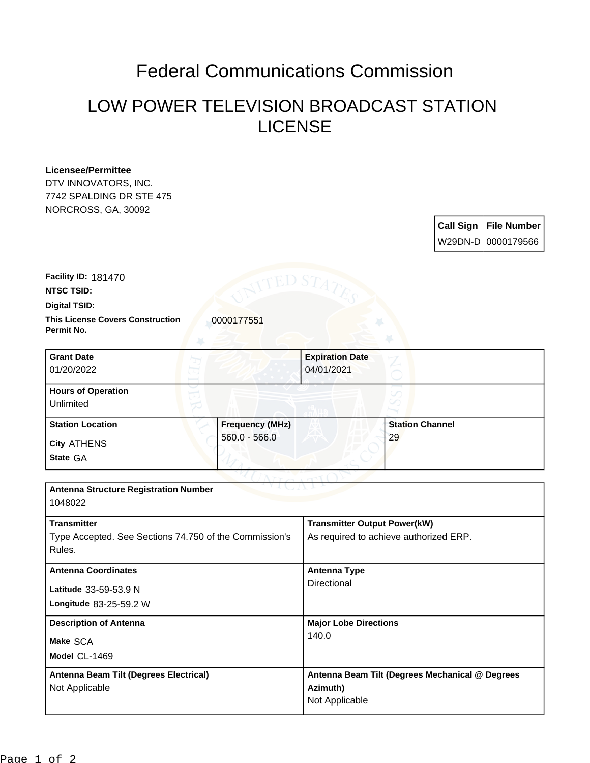# Federal Communications Commission

## LOW POWER TELEVISION BROADCAST STATION LICENSE

**Licensee/Permittee**
DTV INNOVATORS, INC.
7742 SPALDING DR STE 475
NORCROSS, GA, 30092

| Call Sign | File Number |
|---|---|
| W29DN-D | 0000179566 |

**Facility ID:** 181470

**NTSC TSID:**

**Digital TSID:**

**This License Covers Construction Permit No.** 0000177551

| Grant Date | Expiration Date |
|---|---|
| 01/20/2022 | 04/01/2021 |

**Hours of Operation**
Unlimited

| Station Location | Frequency (MHz) | Station Channel |
|---|---|---|
| City ATHENS<br>State GA | 560.0 - 566.0 | 29 |

**Antenna Structure Registration Number**
1048022

| Transmitter | Transmitter Output Power(kW) |
|---|---|
| Type Accepted. See Sections 74.750 of the Commission's Rules. | As required to achieve authorized ERP. |

| Antenna Coordinates | Antenna Type |
|---|---|
| Latitude 33-59-53.9 N<br>Longitude 83-25-59.2 W | Directional |

| Description of Antenna | Major Lobe Directions |
|---|---|
| Make SCA<br>Model CL-1469 | 140.0 |

| Antenna Beam Tilt (Degrees Electrical) | Antenna Beam Tilt (Degrees Mechanical @ Degrees Azimuth) |
|---|---|
| Not Applicable | Not Applicable |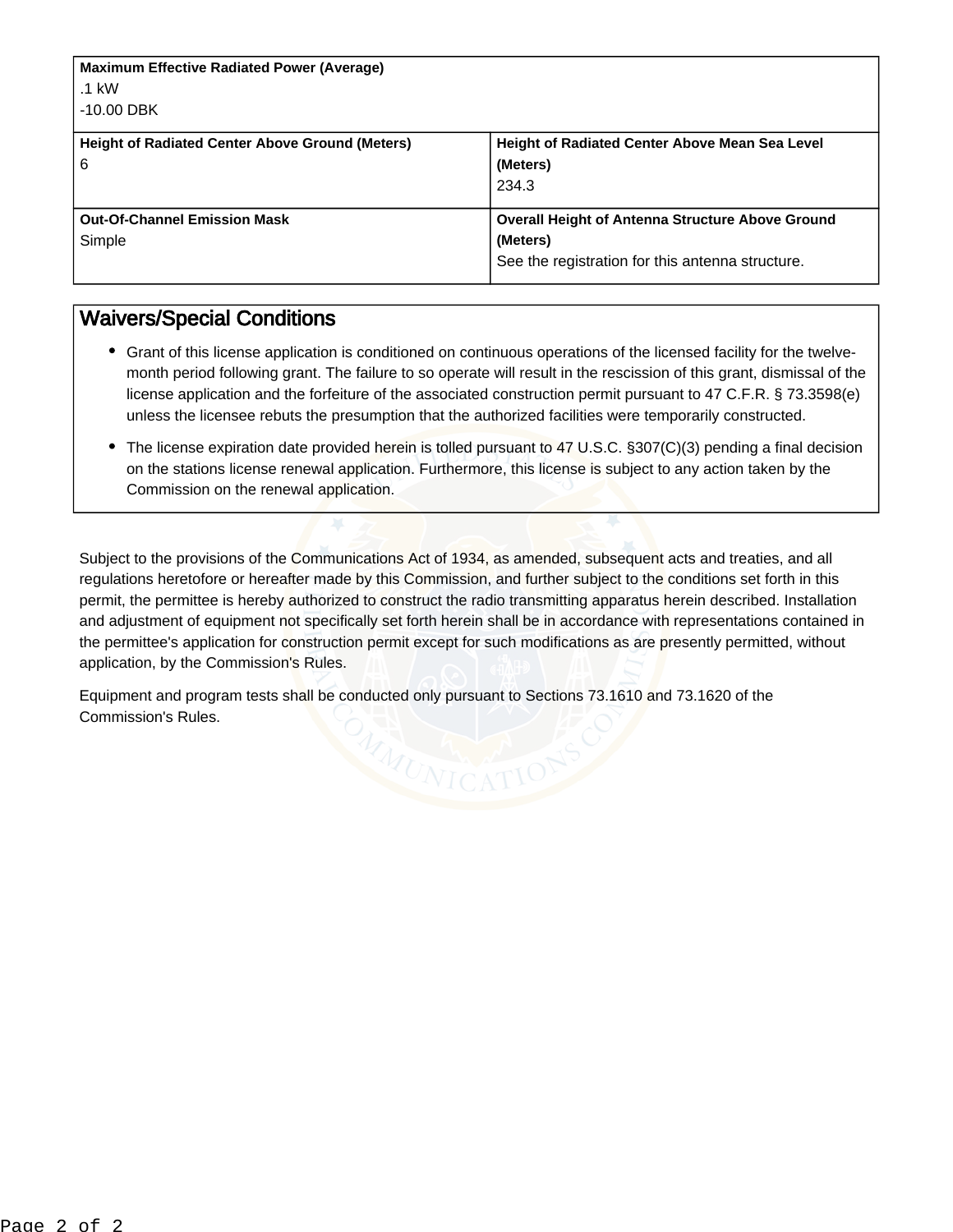| | |
|---|---|
| **Maximum Effective Radiated Power (Average)**<br>.1 kW<br>-10.00 DBK | |
| **Height of Radiated Center Above Ground (Meters)**<br>6 | **Height of Radiated Center Above Mean Sea Level (Meters)**<br>234.3 |
| **Out-Of-Channel Emission Mask**<br>Simple | **Overall Height of Antenna Structure Above Ground (Meters)**<br>See the registration for this antenna structure. |

## Waivers/Special Conditions

- Grant of this license application is conditioned on continuous operations of the licensed facility for the twelve-month period following grant. The failure to so operate will result in the rescission of this grant, dismissal of the license application and the forfeiture of the associated construction permit pursuant to 47 C.F.R. § 73.3598(e) unless the licensee rebuts the presumption that the authorized facilities were temporarily constructed.
- The license expiration date provided herein is tolled pursuant to 47 U.S.C. §307(C)(3) pending a final decision on the stations license renewal application. Furthermore, this license is subject to any action taken by the Commission on the renewal application.

Subject to the provisions of the Communications Act of 1934, as amended, subsequent acts and treaties, and all regulations heretofore or hereafter made by this Commission, and further subject to the conditions set forth in this permit, the permittee is hereby authorized to construct the radio transmitting apparatus herein described. Installation and adjustment of equipment not specifically set forth herein shall be in accordance with representations contained in the permittee's application for construction permit except for such modifications as are presently permitted, without application, by the Commission's Rules.

Equipment and program tests shall be conducted only pursuant to Sections 73.1610 and 73.1620 of the Commission's Rules.